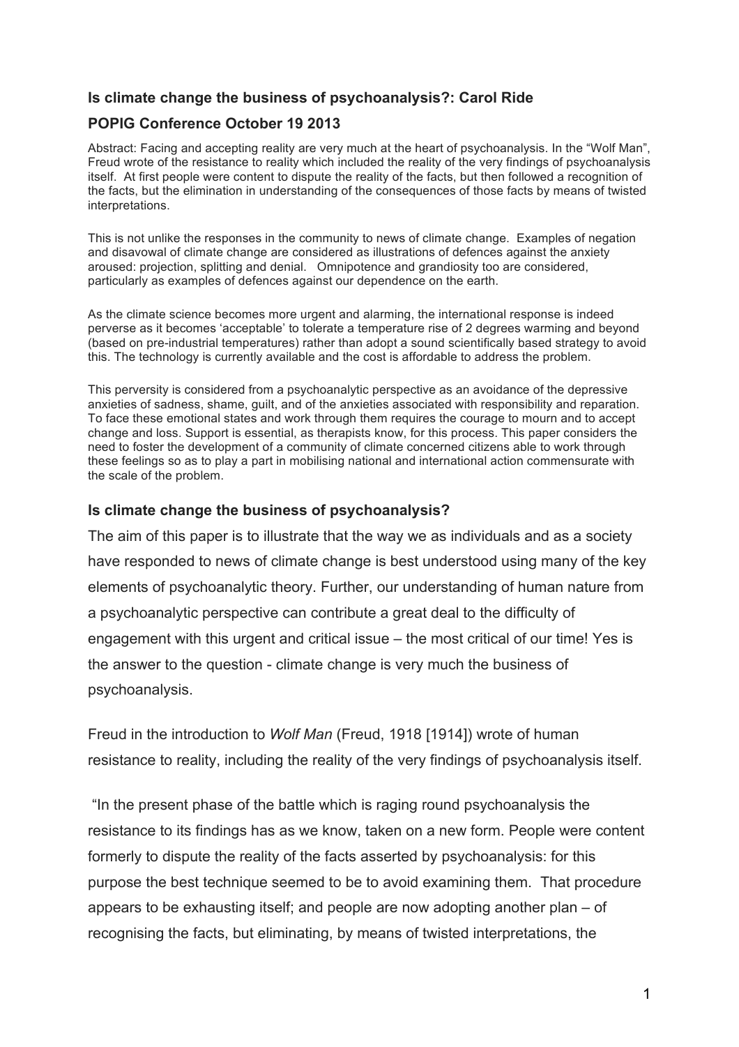**Is climate change the business of psychoanalysis?: Carol Ride**

**POPIG Conference October 19 2013**

Abstract: Facing and accepting reality are very much at the heart of psychoanalysis. In the "Wolf Man", Freud wrote of the resistance to reality which included the reality of the very findings of psychoanalysis itself. At first people were content to dispute the reality of the facts, but then followed a recognition of the facts, but the elimination in understanding of the consequences of those facts by means of twisted interpretations.

This is not unlike the responses in the community to news of climate change. Examples of negation and disavowal of climate change are considered as illustrations of defences against the anxiety aroused: projection, splitting and denial. Omnipotence and grandiosity too are considered, particularly as examples of defences against our dependence on the earth.

As the climate science becomes more urgent and alarming, the international response is indeed perverse as it becomes 'acceptable' to tolerate a temperature rise of 2 degrees warming and beyond (based on pre-industrial temperatures) rather than adopt a sound scientifically based strategy to avoid this. The technology is currently available and the cost is affordable to address the problem.

This perversity is considered from a psychoanalytic perspective as an avoidance of the depressive anxieties of sadness, shame, guilt, and of the anxieties associated with responsibility and reparation. To face these emotional states and work through them requires the courage to mourn and to accept change and loss. Support is essential, as therapists know, for this process. This paper considers the need to foster the development of a community of climate concerned citizens able to work through these feelings so as to play a part in mobilising national and international action commensurate with the scale of the problem.

## Is climate change the business of psychoanalysis?

The aim of this paper is to illustrate that the way we as individuals and as a society have responded to news of climate change is best understood using many of the key elements of psychoanalytic theory. Further, our understanding of human nature from a psychoanalytic perspective can contribute a great deal to the difficulty of engagement with this urgent and critical issue – the most critical of our time! Yes is the answer to the question - climate change is very much the business of psychoanalysis.

Freud in the introduction to *Wolf Man* (Freud, 1918 [1914]) wrote of human resistance to reality, including the reality of the very findings of psychoanalysis itself.

"In the present phase of the battle which is raging round psychoanalysis the resistance to its findings has as we know, taken on a new form. People were content formerly to dispute the reality of the facts asserted by psychoanalysis: for this purpose the best technique seemed to be to avoid examining them. That procedure appears to be exhausting itself; and people are now adopting another plan – of recognising the facts, but eliminating, by means of twisted interpretations, the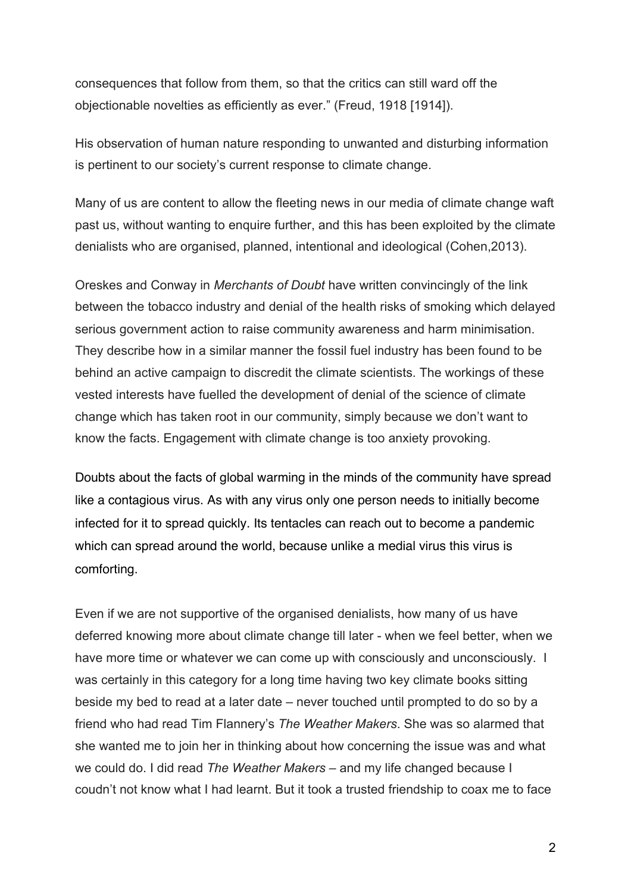consequences that follow from them, so that the critics can still ward off the objectionable novelties as efficiently as ever." (Freud, 1918 [1914]).

His observation of human nature responding to unwanted and disturbing information is pertinent to our society's current response to climate change.

Many of us are content to allow the fleeting news in our media of climate change waft past us, without wanting to enquire further, and this has been exploited by the climate denialists who are organised, planned, intentional and ideological (Cohen,2013).

Oreskes and Conway in *Merchants of Doubt* have written convincingly of the link between the tobacco industry and denial of the health risks of smoking which delayed serious government action to raise community awareness and harm minimisation. They describe how in a similar manner the fossil fuel industry has been found to be behind an active campaign to discredit the climate scientists. The workings of these vested interests have fuelled the development of denial of the science of climate change which has taken root in our community, simply because we don't want to know the facts. Engagement with climate change is too anxiety provoking.

Doubts about the facts of global warming in the minds of the community have spread like a contagious virus. As with any virus only one person needs to initially become infected for it to spread quickly. Its tentacles can reach out to become a pandemic which can spread around the world, because unlike a medial virus this virus is comforting.

Even if we are not supportive of the organised denialists, how many of us have deferred knowing more about climate change till later - when we feel better, when we have more time or whatever we can come up with consciously and unconsciously. I was certainly in this category for a long time having two key climate books sitting beside my bed to read at a later date – never touched until prompted to do so by a friend who had read Tim Flannery's *The Weather Makers*. She was so alarmed that she wanted me to join her in thinking about how concerning the issue was and what we could do. I did read *The Weather Makers* – and my life changed because I coudn't not know what I had learnt. But it took a trusted friendship to coax me to face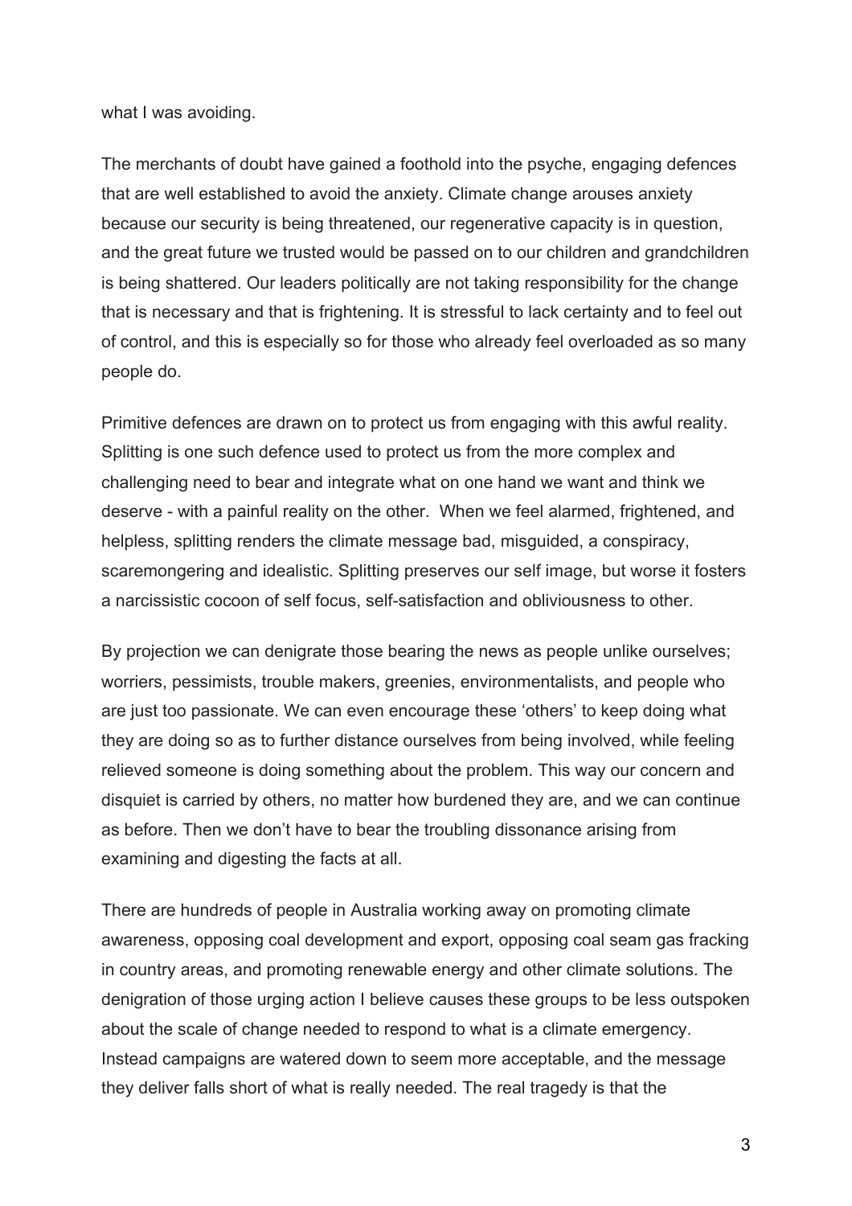what I was avoiding.

The merchants of doubt have gained a foothold into the psyche, engaging defences that are well established to avoid the anxiety. Climate change arouses anxiety because our security is being threatened, our regenerative capacity is in question, and the great future we trusted would be passed on to our children and grandchildren is being shattered. Our leaders politically are not taking responsibility for the change that is necessary and that is frightening. It is stressful to lack certainty and to feel out of control, and this is especially so for those who already feel overloaded as so many people do.

Primitive defences are drawn on to protect us from engaging with this awful reality. Splitting is one such defence used to protect us from the more complex and challenging need to bear and integrate what on one hand we want and think we deserve - with a painful reality on the other. When we feel alarmed, frightened, and helpless, splitting renders the climate message bad, misguided, a conspiracy, scaremongering and idealistic. Splitting preserves our self image, but worse it fosters a narcissistic cocoon of self focus, self-satisfaction and obliviousness to other.

By projection we can denigrate those bearing the news as people unlike ourselves; worriers, pessimists, trouble makers, greenies, environmentalists, and people who are just too passionate. We can even encourage these 'others' to keep doing what they are doing so as to further distance ourselves from being involved, while feeling relieved someone is doing something about the problem. This way our concern and disquiet is carried by others, no matter how burdened they are, and we can continue as before. Then we don't have to bear the troubling dissonance arising from examining and digesting the facts at all.

There are hundreds of people in Australia working away on promoting climate awareness, opposing coal development and export, opposing coal seam gas fracking in country areas, and promoting renewable energy and other climate solutions. The denigration of those urging action I believe causes these groups to be less outspoken about the scale of change needed to respond to what is a climate emergency. Instead campaigns are watered down to seem more acceptable, and the message they deliver falls short of what is really needed. The real tragedy is that the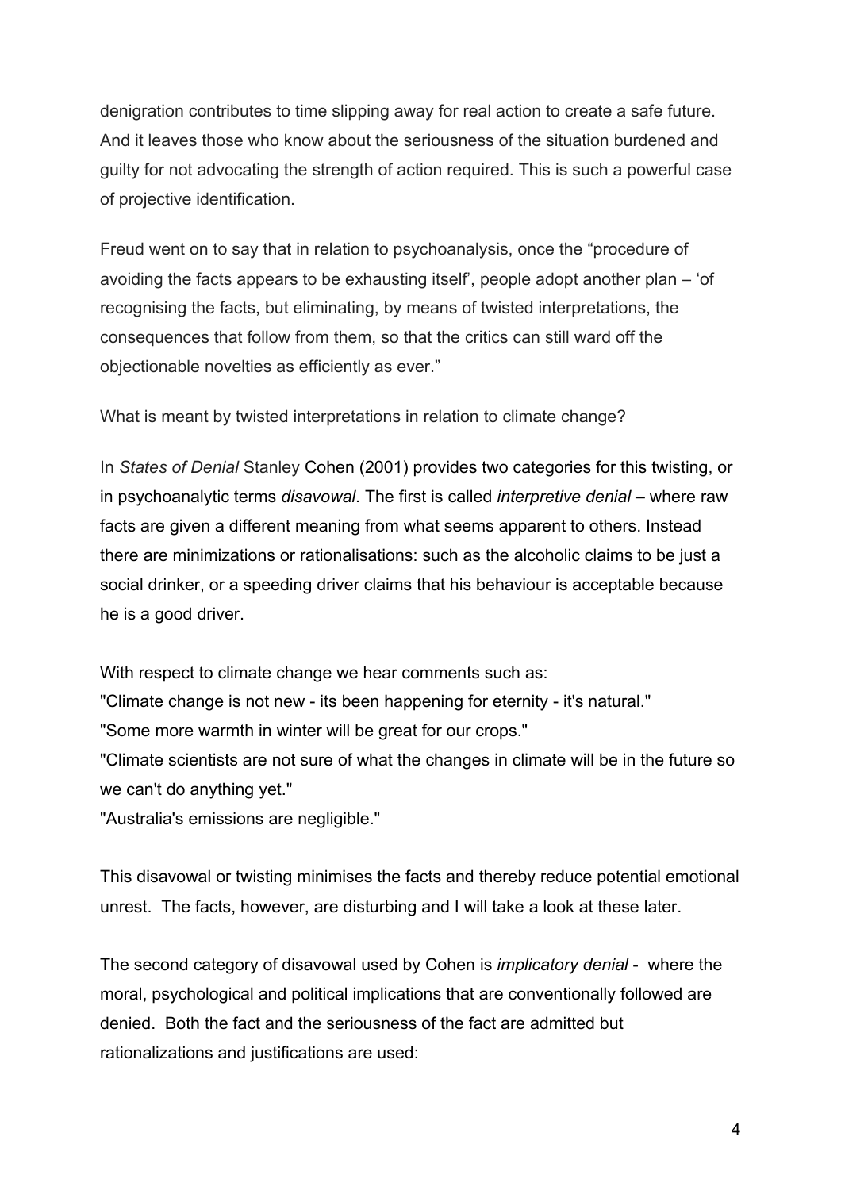denigration contributes to time slipping away for real action to create a safe future. And it leaves those who know about the seriousness of the situation burdened and guilty for not advocating the strength of action required. This is such a powerful case of projective identification.

Freud went on to say that in relation to psychoanalysis, once the "procedure of avoiding the facts appears to be exhausting itself', people adopt another plan – 'of recognising the facts, but eliminating, by means of twisted interpretations, the consequences that follow from them, so that the critics can still ward off the objectionable novelties as efficiently as ever."

What is meant by twisted interpretations in relation to climate change?

In *States of Denial* Stanley Cohen (2001) provides two categories for this twisting, or in psychoanalytic terms *disavowal*. The first is called *interpretive denial* – where raw facts are given a different meaning from what seems apparent to others. Instead there are minimizations or rationalisations: such as the alcoholic claims to be just a social drinker, or a speeding driver claims that his behaviour is acceptable because he is a good driver.

With respect to climate change we hear comments such as:
"Climate change is not new - its been happening for eternity - it's natural."
"Some more warmth in winter will be great for our crops."
"Climate scientists are not sure of what the changes in climate will be in the future so we can't do anything yet."
"Australia's emissions are negligible."

This disavowal or twisting minimises the facts and thereby reduce potential emotional unrest. The facts, however, are disturbing and I will take a look at these later.

The second category of disavowal used by Cohen is *implicatory denial* - where the moral, psychological and political implications that are conventionally followed are denied. Both the fact and the seriousness of the fact are admitted but rationalizations and justifications are used: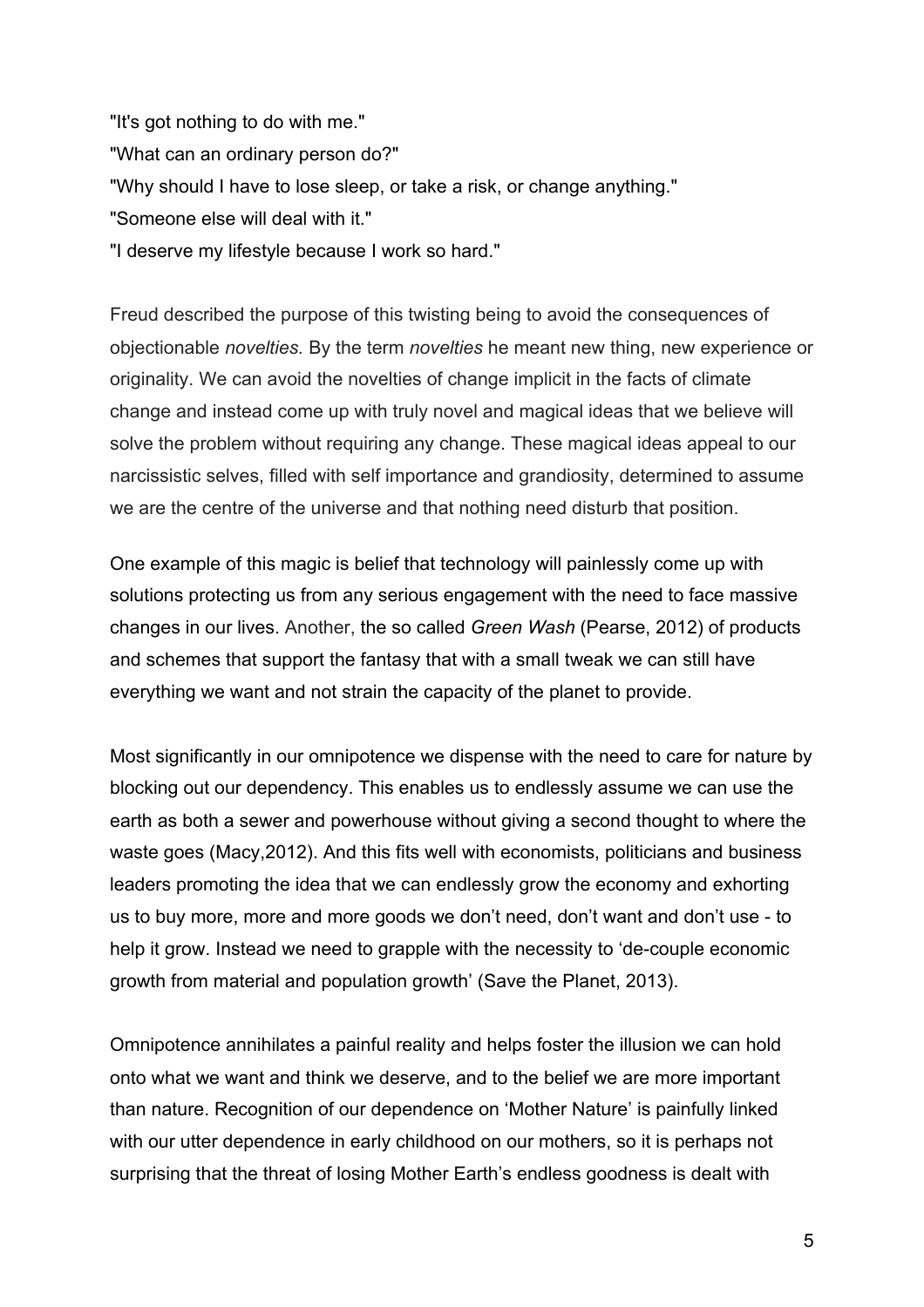"It's got nothing to do with me."
"What can an ordinary person do?"
"Why should I have to lose sleep, or take a risk, or change anything."
"Someone else will deal with it."
"I deserve my lifestyle because I work so hard."

Freud described the purpose of this twisting being to avoid the consequences of objectionable *novelties.* By the term *novelties* he meant new thing, new experience or originality. We can avoid the novelties of change implicit in the facts of climate change and instead come up with truly novel and magical ideas that we believe will solve the problem without requiring any change. These magical ideas appeal to our narcissistic selves, filled with self importance and grandiosity, determined to assume we are the centre of the universe and that nothing need disturb that position.

One example of this magic is belief that technology will painlessly come up with solutions protecting us from any serious engagement with the need to face massive changes in our lives. Another, the so called *Green Wash* (Pearse, 2012) of products and schemes that support the fantasy that with a small tweak we can still have everything we want and not strain the capacity of the planet to provide.

Most significantly in our omnipotence we dispense with the need to care for nature by blocking out our dependency. This enables us to endlessly assume we can use the earth as both a sewer and powerhouse without giving a second thought to where the waste goes (Macy,2012). And this fits well with economists, politicians and business leaders promoting the idea that we can endlessly grow the economy and exhorting us to buy more, more and more goods we don't need, don't want and don't use - to help it grow. Instead we need to grapple with the necessity to 'de-couple economic growth from material and population growth' (Save the Planet, 2013).

Omnipotence annihilates a painful reality and helps foster the illusion we can hold onto what we want and think we deserve, and to the belief we are more important than nature. Recognition of our dependence on 'Mother Nature' is painfully linked with our utter dependence in early childhood on our mothers, so it is perhaps not surprising that the threat of losing Mother Earth's endless goodness is dealt with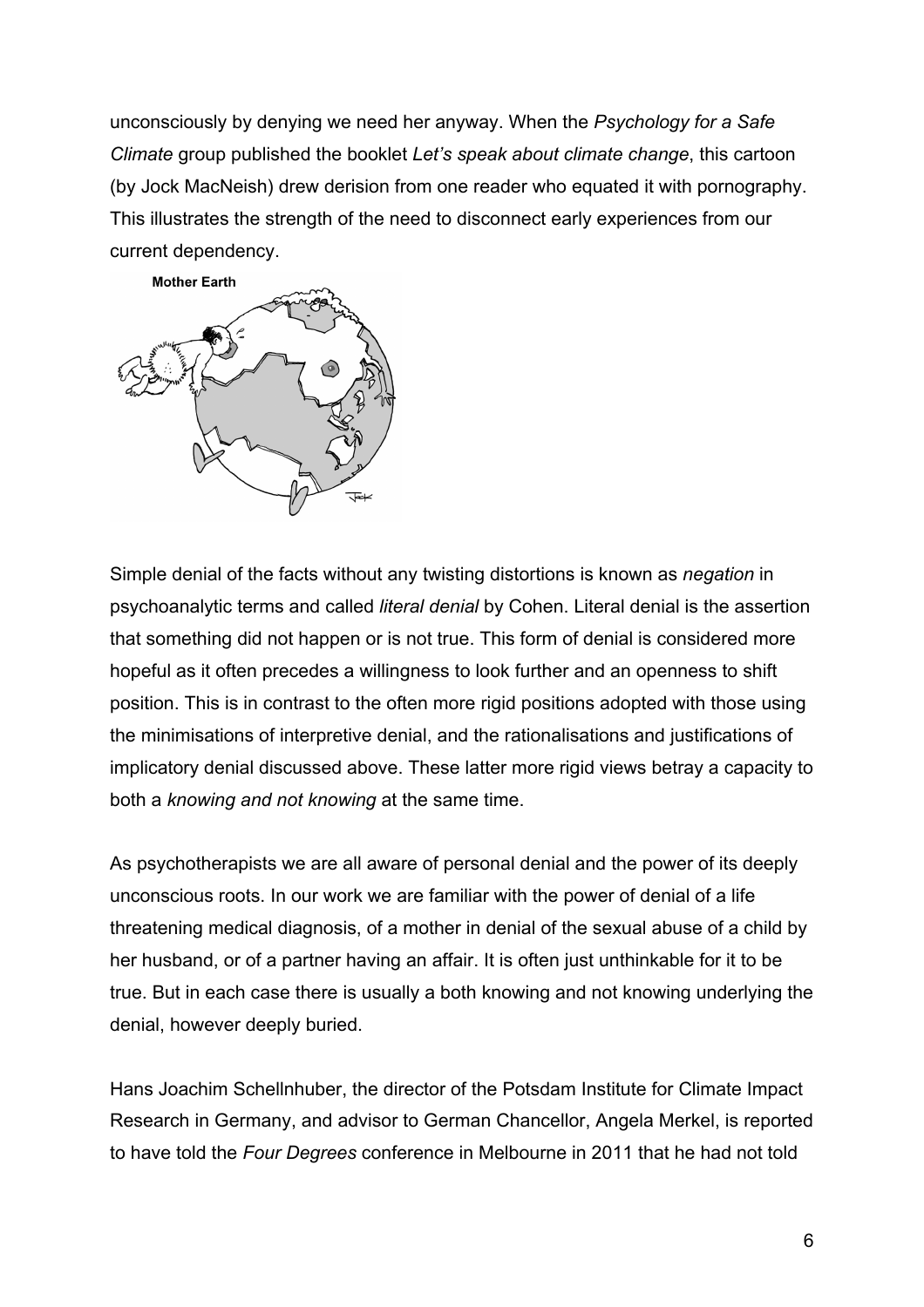unconsciously by denying we need her anyway. When the *Psychology for a Safe Climate* group published the booklet *Let's speak about climate change*, this cartoon (by Jock MacNeish) drew derision from one reader who equated it with pornography. This illustrates the strength of the need to disconnect early experiences from our current dependency.

**Mother Earth**

Simple denial of the facts without any twisting distortions is known as *negation* in psychoanalytic terms and called *literal denial* by Cohen. Literal denial is the assertion that something did not happen or is not true. This form of denial is considered more hopeful as it often precedes a willingness to look further and an openness to shift position. This is in contrast to the often more rigid positions adopted with those using the minimisations of interpretive denial, and the rationalisations and justifications of implicatory denial discussed above. These latter more rigid views betray a capacity to both a *knowing and not knowing* at the same time.

As psychotherapists we are all aware of personal denial and the power of its deeply unconscious roots. In our work we are familiar with the power of denial of a life threatening medical diagnosis, of a mother in denial of the sexual abuse of a child by her husband, or of a partner having an affair. It is often just unthinkable for it to be true. But in each case there is usually a both knowing and not knowing underlying the denial, however deeply buried.

Hans Joachim Schellnhuber, the director of the Potsdam Institute for Climate Impact Research in Germany, and advisor to German Chancellor, Angela Merkel, is reported to have told the *Four Degrees* conference in Melbourne in 2011 that he had not told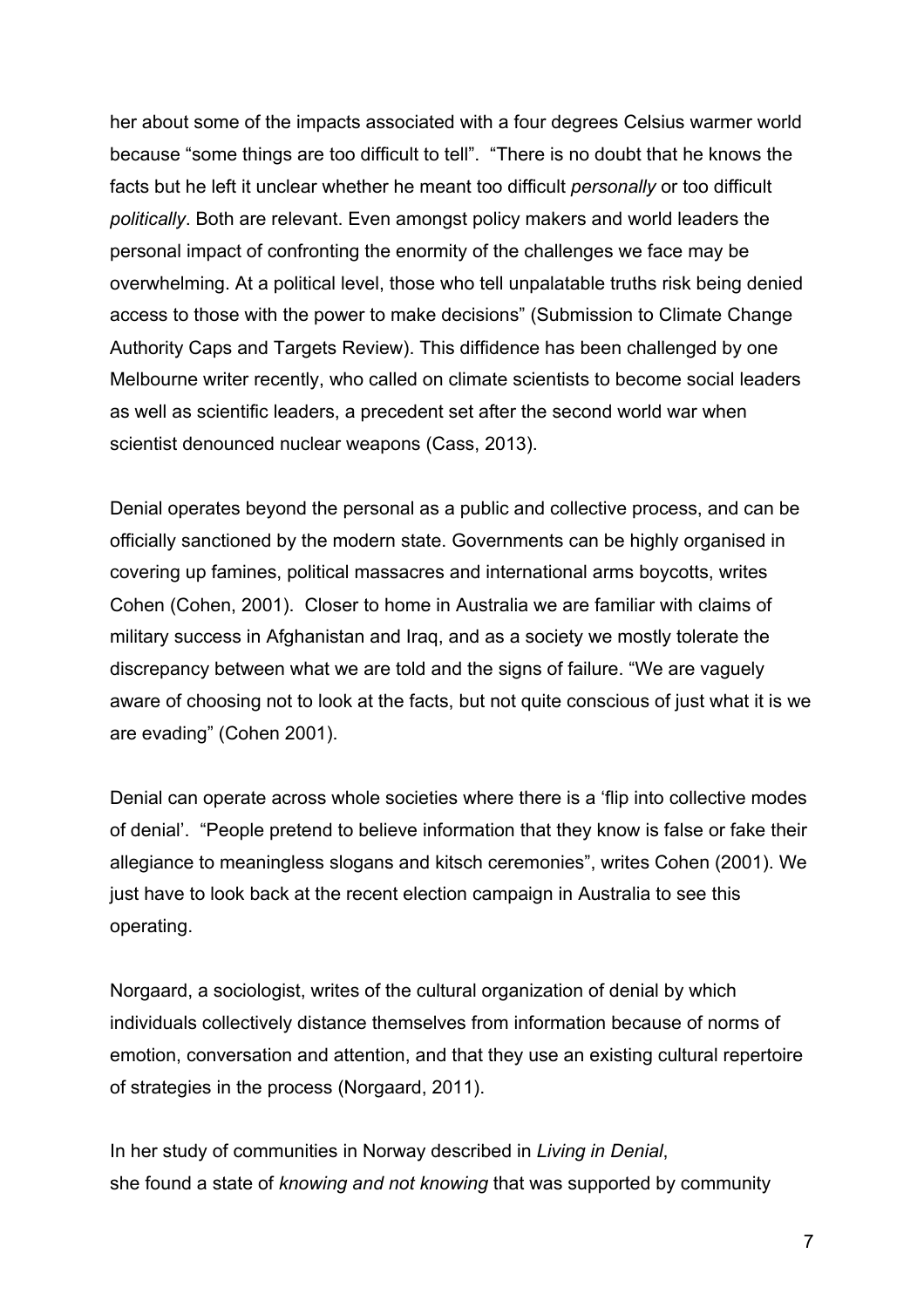her about some of the impacts associated with a four degrees Celsius warmer world because "some things are too difficult to tell". "There is no doubt that he knows the facts but he left it unclear whether he meant too difficult *personally* or too difficult *politically*. Both are relevant. Even amongst policy makers and world leaders the personal impact of confronting the enormity of the challenges we face may be overwhelming. At a political level, those who tell unpalatable truths risk being denied access to those with the power to make decisions" (Submission to Climate Change Authority Caps and Targets Review). This diffidence has been challenged by one Melbourne writer recently, who called on climate scientists to become social leaders as well as scientific leaders, a precedent set after the second world war when scientist denounced nuclear weapons (Cass, 2013).

Denial operates beyond the personal as a public and collective process, and can be officially sanctioned by the modern state. Governments can be highly organised in covering up famines, political massacres and international arms boycotts, writes Cohen (Cohen, 2001). Closer to home in Australia we are familiar with claims of military success in Afghanistan and Iraq, and as a society we mostly tolerate the discrepancy between what we are told and the signs of failure. "We are vaguely aware of choosing not to look at the facts, but not quite conscious of just what it is we are evading" (Cohen 2001).

Denial can operate across whole societies where there is a 'flip into collective modes of denial'. "People pretend to believe information that they know is false or fake their allegiance to meaningless slogans and kitsch ceremonies", writes Cohen (2001). We just have to look back at the recent election campaign in Australia to see this operating.

Norgaard, a sociologist, writes of the cultural organization of denial by which individuals collectively distance themselves from information because of norms of emotion, conversation and attention, and that they use an existing cultural repertoire of strategies in the process (Norgaard, 2011).

In her study of communities in Norway described in *Living in Denial*, she found a state of *knowing and not knowing* that was supported by community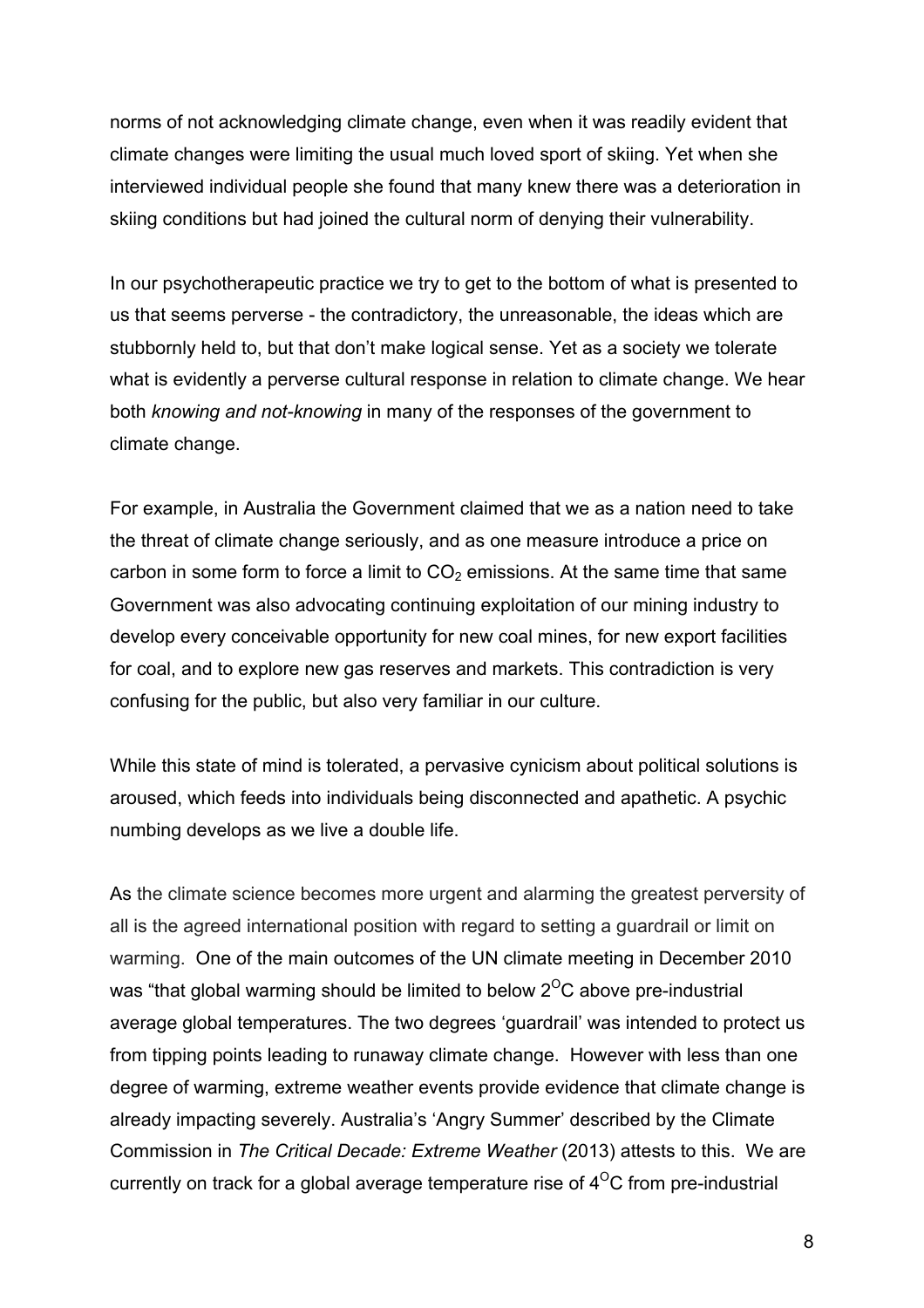norms of not acknowledging climate change, even when it was readily evident that climate changes were limiting the usual much loved sport of skiing. Yet when she interviewed individual people she found that many knew there was a deterioration in skiing conditions but had joined the cultural norm of denying their vulnerability.

In our psychotherapeutic practice we try to get to the bottom of what is presented to us that seems perverse - the contradictory, the unreasonable, the ideas which are stubbornly held to, but that don't make logical sense. Yet as a society we tolerate what is evidently a perverse cultural response in relation to climate change. We hear both *knowing and not-knowing* in many of the responses of the government to climate change.

For example, in Australia the Government claimed that we as a nation need to take the threat of climate change seriously, and as one measure introduce a price on carbon in some form to force a limit to $CO_2$ emissions. At the same time that same Government was also advocating continuing exploitation of our mining industry to develop every conceivable opportunity for new coal mines, for new export facilities for coal, and to explore new gas reserves and markets. This contradiction is very confusing for the public, but also very familiar in our culture.

While this state of mind is tolerated, a pervasive cynicism about political solutions is aroused, which feeds into individuals being disconnected and apathetic. A psychic numbing develops as we live a double life.

As the climate science becomes more urgent and alarming the greatest perversity of all is the agreed international position with regard to setting a guardrail or limit on warming. One of the main outcomes of the UN climate meeting in December 2010 was "that global warming should be limited to below $2^{O}C$ above pre-industrial average global temperatures. The two degrees 'guardrail' was intended to protect us from tipping points leading to runaway climate change. However with less than one degree of warming, extreme weather events provide evidence that climate change is already impacting severely. Australia's 'Angry Summer' described by the Climate Commission in *The Critical Decade: Extreme Weather* (2013) attests to this. We are currently on track for a global average temperature rise of $4^{O}C$ from pre-industrial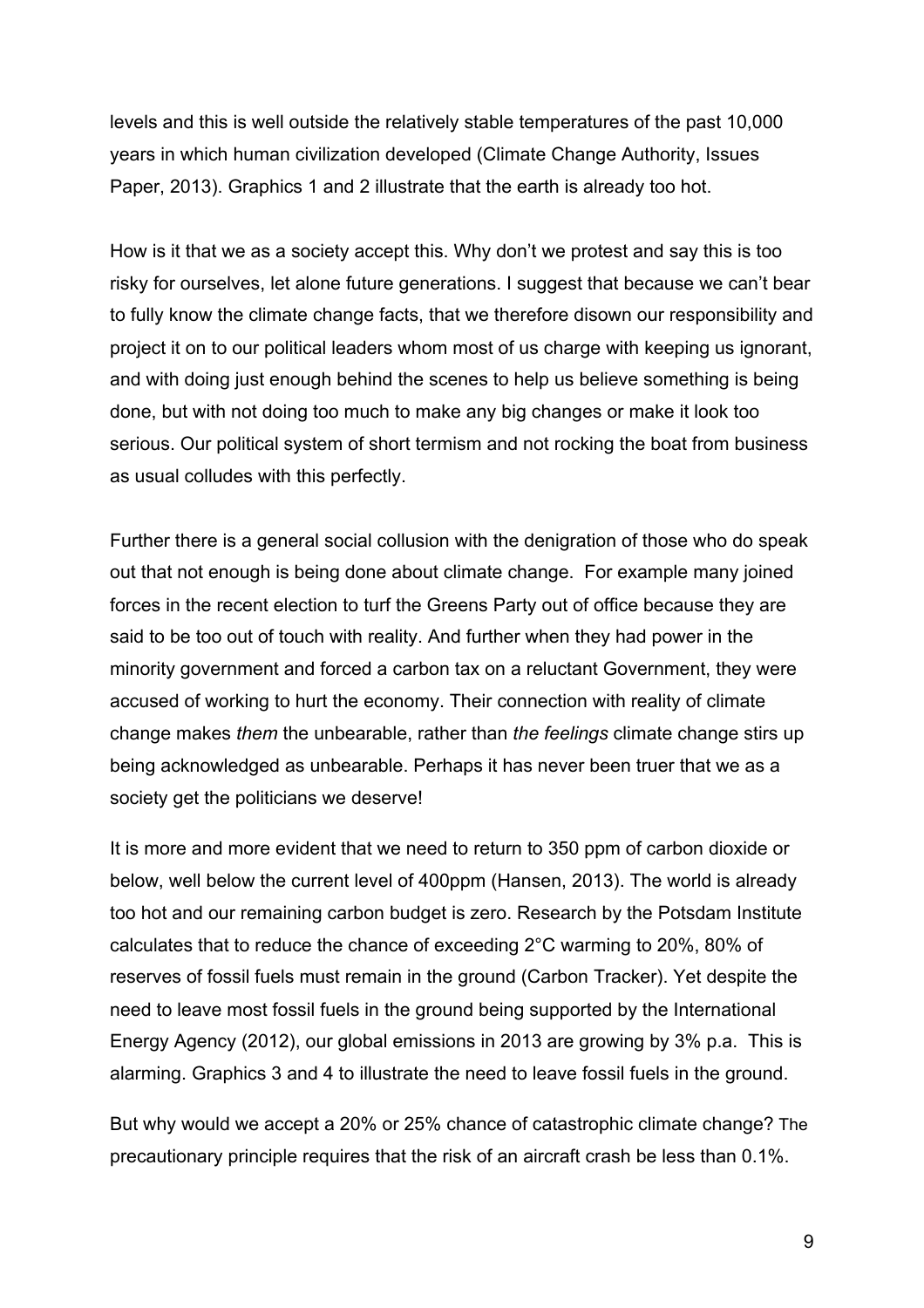levels and this is well outside the relatively stable temperatures of the past 10,000 years in which human civilization developed (Climate Change Authority, Issues Paper, 2013). Graphics 1 and 2 illustrate that the earth is already too hot.

How is it that we as a society accept this. Why don't we protest and say this is too risky for ourselves, let alone future generations. I suggest that because we can't bear to fully know the climate change facts, that we therefore disown our responsibility and project it on to our political leaders whom most of us charge with keeping us ignorant, and with doing just enough behind the scenes to help us believe something is being done, but with not doing too much to make any big changes or make it look too serious. Our political system of short termism and not rocking the boat from business as usual colludes with this perfectly.

Further there is a general social collusion with the denigration of those who do speak out that not enough is being done about climate change. For example many joined forces in the recent election to turf the Greens Party out of office because they are said to be too out of touch with reality. And further when they had power in the minority government and forced a carbon tax on a reluctant Government, they were accused of working to hurt the economy. Their connection with reality of climate change makes *them* the unbearable, rather than *the feelings* climate change stirs up being acknowledged as unbearable. Perhaps it has never been truer that we as a society get the politicians we deserve!

It is more and more evident that we need to return to 350 ppm of carbon dioxide or below, well below the current level of 400ppm (Hansen, 2013). The world is already too hot and our remaining carbon budget is zero. Research by the Potsdam Institute calculates that to reduce the chance of exceeding 2°C warming to 20%, 80% of reserves of fossil fuels must remain in the ground (Carbon Tracker). Yet despite the need to leave most fossil fuels in the ground being supported by the International Energy Agency (2012), our global emissions in 2013 are growing by 3% p.a. This is alarming. Graphics 3 and 4 to illustrate the need to leave fossil fuels in the ground.

But why would we accept a 20% or 25% chance of catastrophic climate change? The precautionary principle requires that the risk of an aircraft crash be less than 0.1%.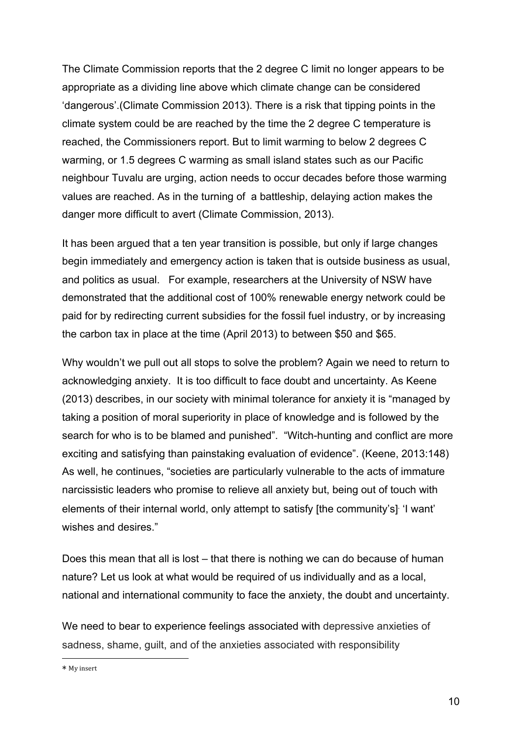The Climate Commission reports that the 2 degree C limit no longer appears to be appropriate as a dividing line above which climate change can be considered 'dangerous'.(Climate Commission 2013). There is a risk that tipping points in the climate system could be are reached by the time the 2 degree C temperature is reached, the Commissioners report. But to limit warming to below 2 degrees C warming, or 1.5 degrees C warming as small island states such as our Pacific neighbour Tuvalu are urging, action needs to occur decades before those warming values are reached. As in the turning of  a battleship, delaying action makes the danger more difficult to avert (Climate Commission, 2013).

It has been argued that a ten year transition is possible, but only if large changes begin immediately and emergency action is taken that is outside business as usual, and politics as usual.   For example, researchers at the University of NSW have demonstrated that the additional cost of 100% renewable energy network could be paid for by redirecting current subsidies for the fossil fuel industry, or by increasing the carbon tax in place at the time (April 2013) to between $50 and $65.

Why wouldn't we pull out all stops to solve the problem? Again we need to return to acknowledging anxiety.  It is too difficult to face doubt and uncertainty. As Keene (2013) describes, in our society with minimal tolerance for anxiety it is "managed by taking a position of moral superiority in place of knowledge and is followed by the search for who is to be blamed and punished".  "Witch-hunting and conflict are more exciting and satisfying than painstaking evaluation of evidence". (Keene, 2013:148) As well, he continues, "societies are particularly vulnerable to the acts of immature narcissistic leaders who promise to relieve all anxiety but, being out of touch with elements of their internal world, only attempt to satisfy [the community's]* 'I want' wishes and desires."

Does this mean that all is lost – that there is nothing we can do because of human nature? Let us look at what would be required of us individually and as a local, national and international community to face the anxiety, the doubt and uncertainty.

We need to bear to experience feelings associated with depressive anxieties of sadness, shame, guilt, and of the anxieties associated with responsibility

* My insert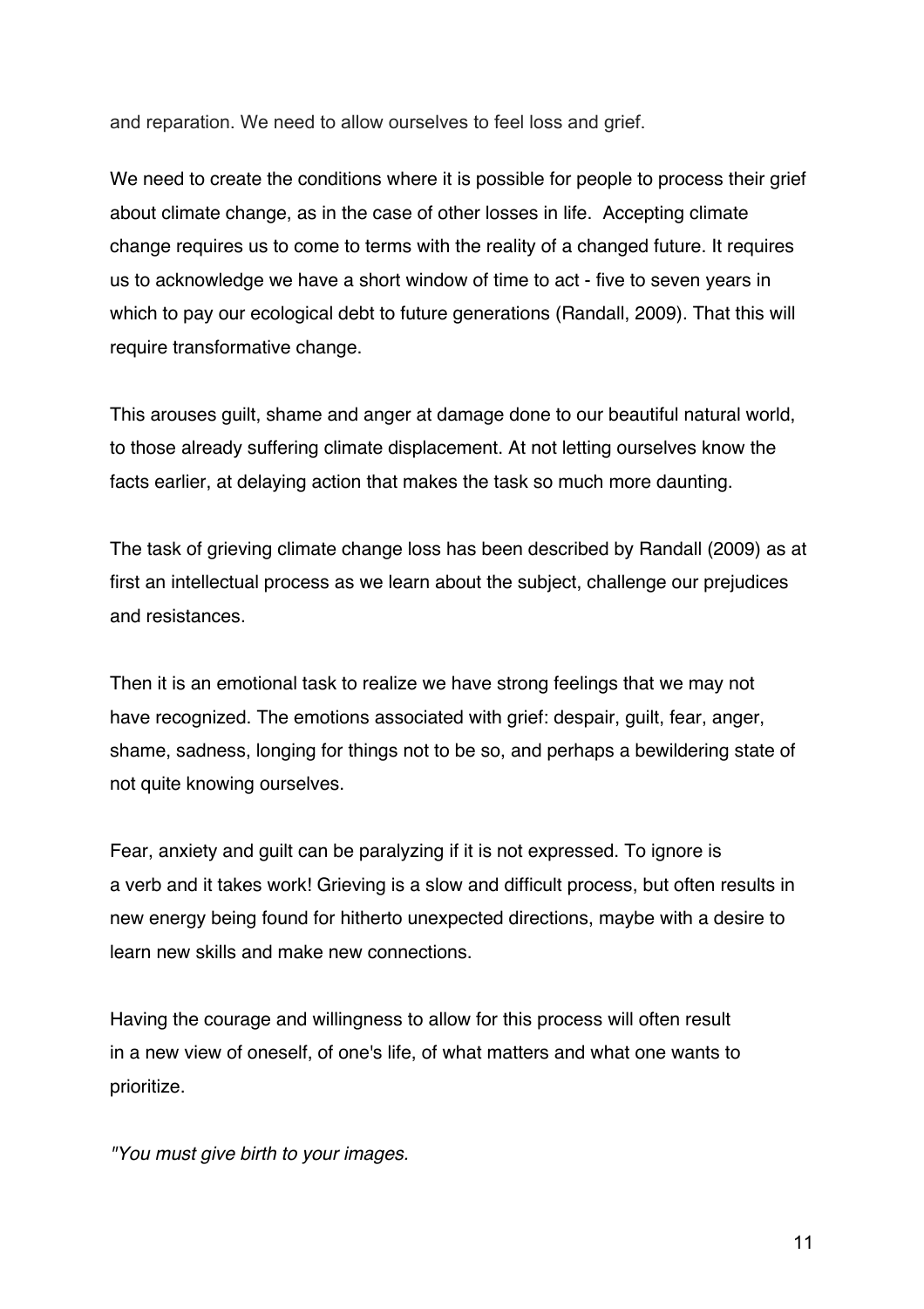and reparation. We need to allow ourselves to feel loss and grief.

We need to create the conditions where it is possible for people to process their grief about climate change, as in the case of other losses in life. Accepting climate change requires us to come to terms with the reality of a changed future. It requires us to acknowledge we have a short window of time to act - five to seven years in which to pay our ecological debt to future generations (Randall, 2009). That this will require transformative change.

This arouses guilt, shame and anger at damage done to our beautiful natural world, to those already suffering climate displacement. At not letting ourselves know the facts earlier, at delaying action that makes the task so much more daunting.

The task of grieving climate change loss has been described by Randall (2009) as at first an intellectual process as we learn about the subject, challenge our prejudices and resistances.

Then it is an emotional task to realize we have strong feelings that we may not have recognized. The emotions associated with grief: despair, guilt, fear, anger, shame, sadness, longing for things not to be so, and perhaps a bewildering state of not quite knowing ourselves.

Fear, anxiety and guilt can be paralyzing if it is not expressed. To ignore is a verb and it takes work! Grieving is a slow and difficult process, but often results in new energy being found for hitherto unexpected directions, maybe with a desire to learn new skills and make new connections.

Having the courage and willingness to allow for this process will often result in a new view of oneself, of one's life, of what matters and what one wants to prioritize.

*"You must give birth to your images.*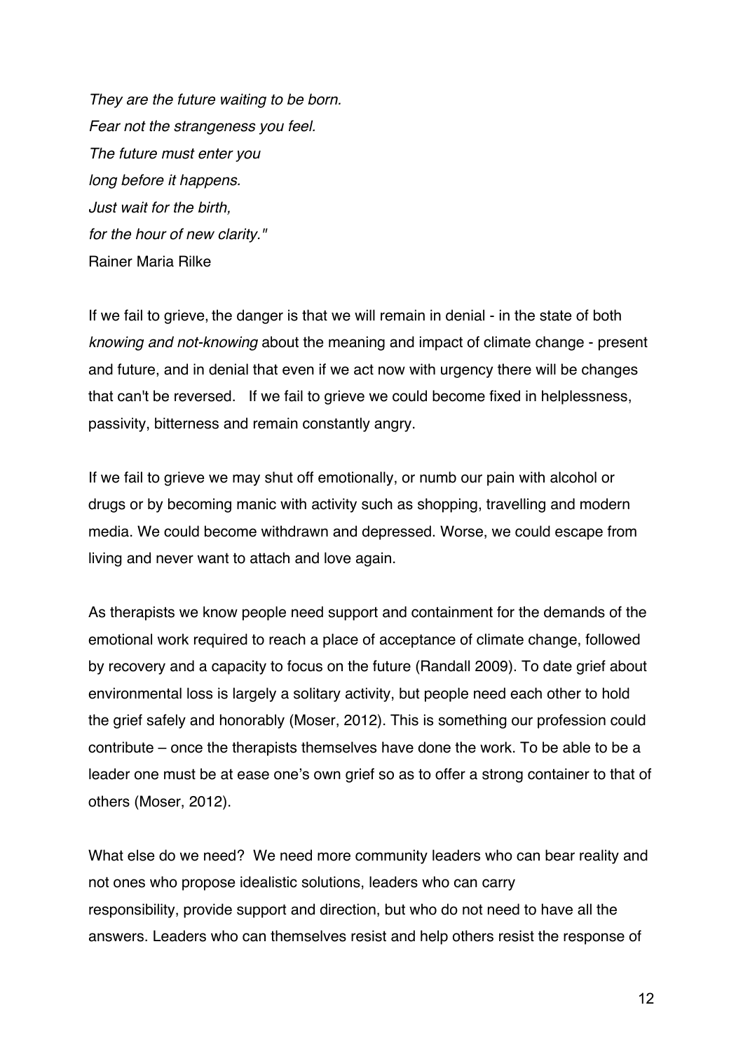*They are the future waiting to be born.*
*Fear not the strangeness you feel.*
*The future must enter you*
*long before it happens.*
*Just wait for the birth,*
*for the hour of new clarity."*
Rainer Maria Rilke

If we fail to grieve, the danger is that we will remain in denial - in the state of both *knowing and not-knowing* about the meaning and impact of climate change - present and future, and in denial that even if we act now with urgency there will be changes that can't be reversed. If we fail to grieve we could become fixed in helplessness, passivity, bitterness and remain constantly angry.

If we fail to grieve we may shut off emotionally, or numb our pain with alcohol or drugs or by becoming manic with activity such as shopping, travelling and modern media. We could become withdrawn and depressed. Worse, we could escape from living and never want to attach and love again.

As therapists we know people need support and containment for the demands of the emotional work required to reach a place of acceptance of climate change, followed by recovery and a capacity to focus on the future (Randall 2009). To date grief about environmental loss is largely a solitary activity, but people need each other to hold the grief safely and honorably (Moser, 2012). This is something our profession could contribute – once the therapists themselves have done the work. To be able to be a leader one must be at ease one's own grief so as to offer a strong container to that of others (Moser, 2012).

What else do we need? We need more community leaders who can bear reality and not ones who propose idealistic solutions, leaders who can carry responsibility, provide support and direction, but who do not need to have all the answers. Leaders who can themselves resist and help others resist the response of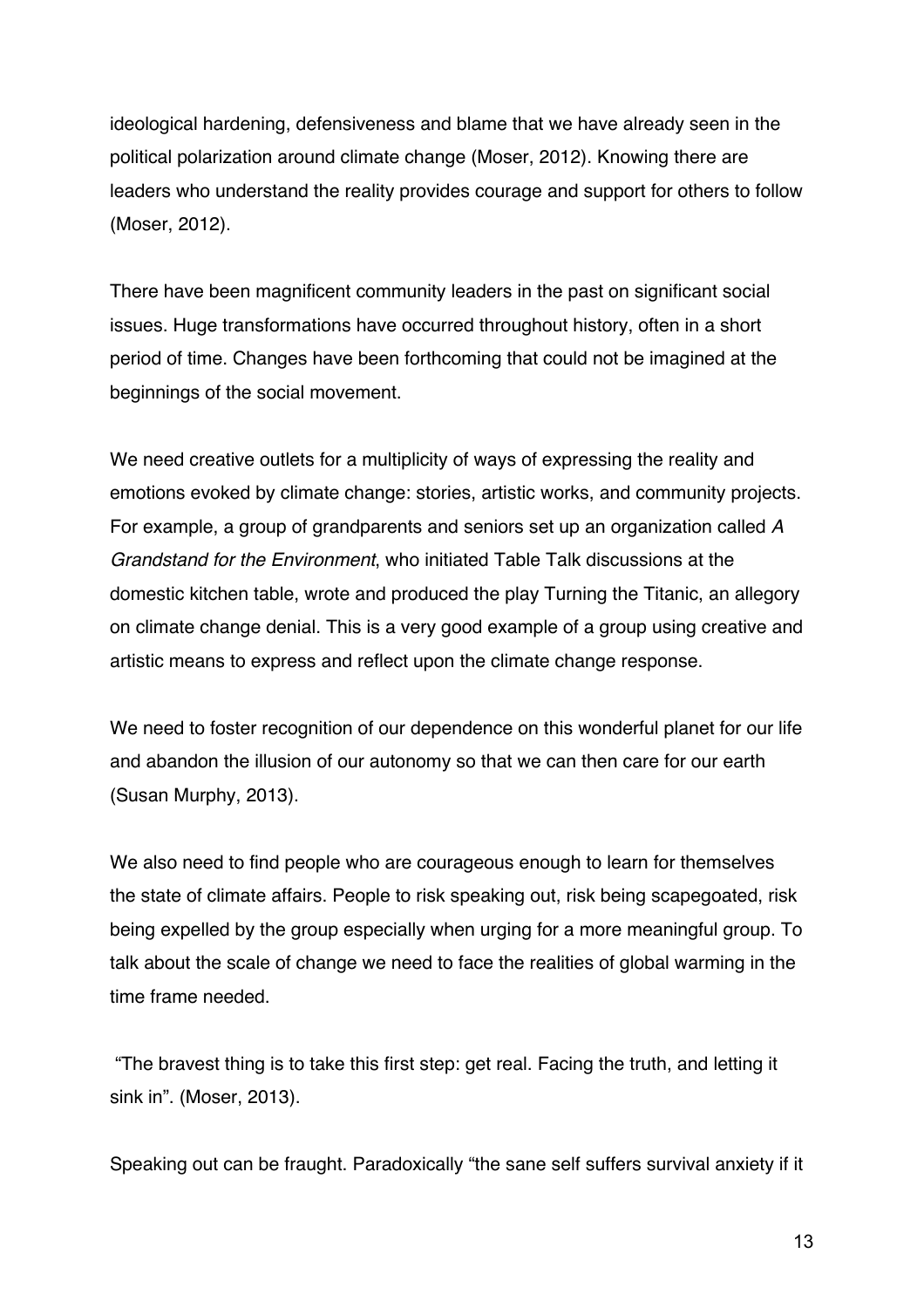ideological hardening, defensiveness and blame that we have already seen in the political polarization around climate change (Moser, 2012). Knowing there are leaders who understand the reality provides courage and support for others to follow (Moser, 2012).

There have been magnificent community leaders in the past on significant social issues. Huge transformations have occurred throughout history, often in a short period of time. Changes have been forthcoming that could not be imagined at the beginnings of the social movement.

We need creative outlets for a multiplicity of ways of expressing the reality and emotions evoked by climate change: stories, artistic works, and community projects. For example, a group of grandparents and seniors set up an organization called *A Grandstand for the Environment*, who initiated Table Talk discussions at the domestic kitchen table, wrote and produced the play Turning the Titanic, an allegory on climate change denial. This is a very good example of a group using creative and artistic means to express and reflect upon the climate change response.

We need to foster recognition of our dependence on this wonderful planet for our life and abandon the illusion of our autonomy so that we can then care for our earth (Susan Murphy, 2013).

We also need to find people who are courageous enough to learn for themselves the state of climate affairs. People to risk speaking out, risk being scapegoated, risk being expelled by the group especially when urging for a more meaningful group. To talk about the scale of change we need to face the realities of global warming in the time frame needed.

"The bravest thing is to take this first step: get real. Facing the truth, and letting it sink in". (Moser, 2013).

Speaking out can be fraught. Paradoxically "the sane self suffers survival anxiety if it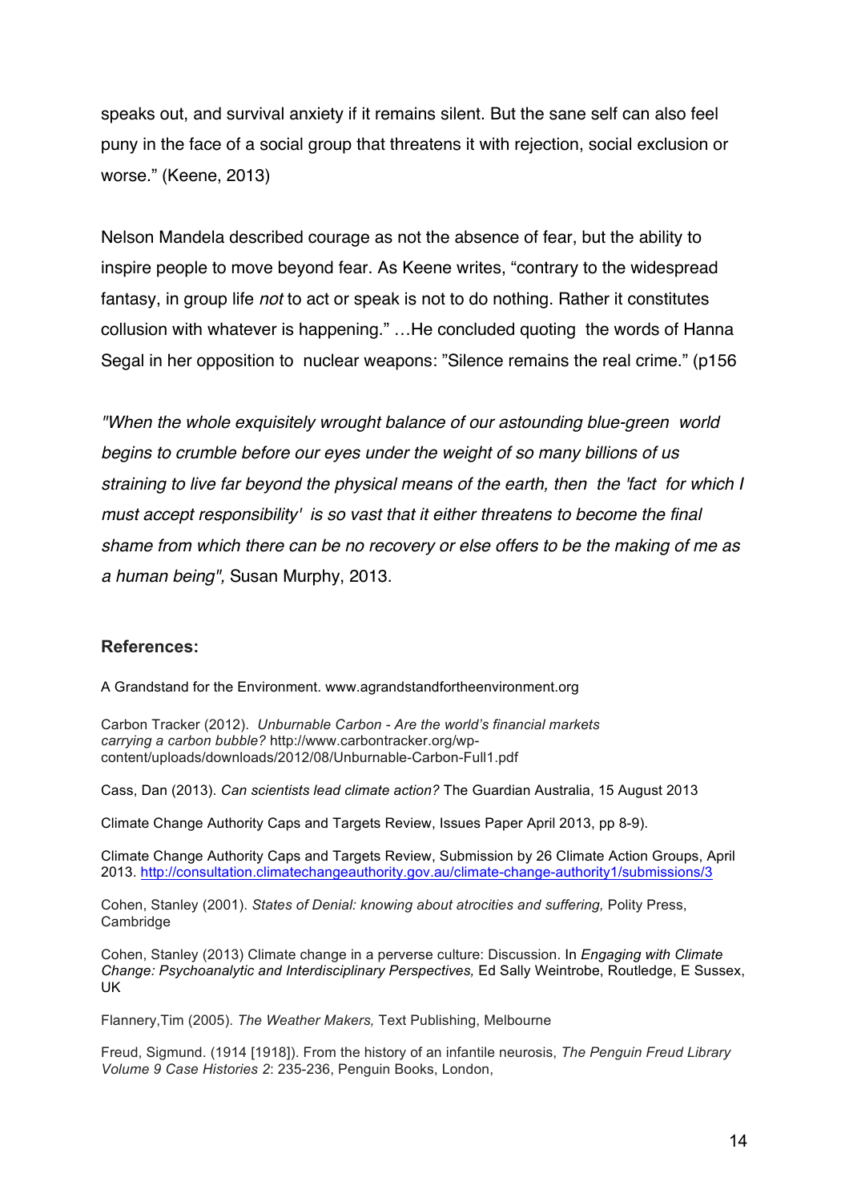speaks out, and survival anxiety if it remains silent. But the sane self can also feel puny in the face of a social group that threatens it with rejection, social exclusion or worse." (Keene, 2013)

Nelson Mandela described courage as not the absence of fear, but the ability to inspire people to move beyond fear. As Keene writes, "contrary to the widespread fantasy, in group life *not* to act or speak is not to do nothing. Rather it constitutes collusion with whatever is happening." …He concluded quoting the words of Hanna Segal in her opposition to nuclear weapons: "Silence remains the real crime." (p156

*"When the whole exquisitely wrought balance of our astounding blue-green world begins to crumble before our eyes under the weight of so many billions of us straining to live far beyond the physical means of the earth, then the 'fact for which I must accept responsibility' is so vast that it either threatens to become the final shame from which there can be no recovery or else offers to be the making of me as a human being",* Susan Murphy, 2013.

**References:**

A Grandstand for the Environment. www.agrandstandfortheenvironment.org

Carbon Tracker (2012). *Unburnable Carbon - Are the world's financial markets carrying a carbon bubble?* http://www.carbontracker.org/wp-content/uploads/downloads/2012/08/Unburnable-Carbon-Full1.pdf

Cass, Dan (2013). *Can scientists lead climate action?* The Guardian Australia, 15 August 2013

Climate Change Authority Caps and Targets Review, Issues Paper April 2013, pp 8-9).

Climate Change Authority Caps and Targets Review, Submission by 26 Climate Action Groups, April 2013. http://consultation.climatechangeauthority.gov.au/climate-change-authority1/submissions/3

Cohen, Stanley (2001). *States of Denial: knowing about atrocities and suffering,* Polity Press, Cambridge

Cohen, Stanley (2013) Climate change in a perverse culture: Discussion. In *Engaging with Climate Change: Psychoanalytic and Interdisciplinary Perspectives,* Ed Sally Weintrobe, Routledge, E Sussex, UK

Flannery,Tim (2005). *The Weather Makers,* Text Publishing, Melbourne

Freud, Sigmund. (1914 [1918]). From the history of an infantile neurosis, *The Penguin Freud Library Volume 9 Case Histories 2*: 235-236, Penguin Books, London,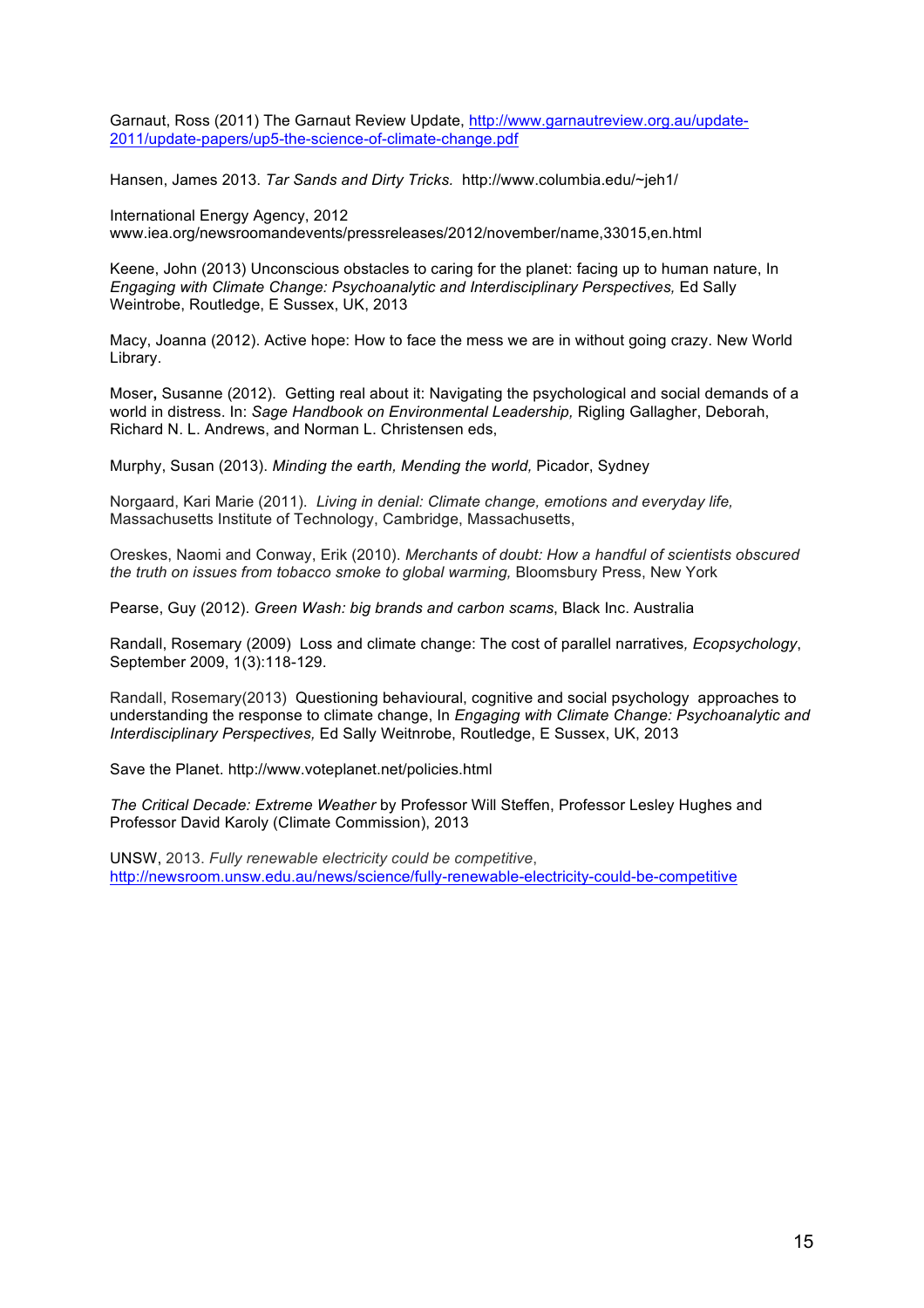Garnaut, Ross (2011) The Garnaut Review Update, http://www.garnautreview.org.au/update-2011/update-papers/up5-the-science-of-climate-change.pdf

Hansen, James 2013. *Tar Sands and Dirty Tricks.* http://www.columbia.edu/~jeh1/

International Energy Agency, 2012
www.iea.org/newsroomandevents/pressreleases/2012/november/name,33015,en.html

Keene, John (2013) Unconscious obstacles to caring for the planet: facing up to human nature, In *Engaging with Climate Change: Psychoanalytic and Interdisciplinary Perspectives,* Ed Sally Weintrobe, Routledge, E Sussex, UK, 2013

Macy, Joanna (2012). Active hope: How to face the mess we are in without going crazy. New World Library.

Moser**,** Susanne (2012). Getting real about it: Navigating the psychological and social demands of a world in distress. In: *Sage Handbook on Environmental Leadership,* Rigling Gallagher, Deborah, Richard N. L. Andrews, and Norman L. Christensen eds,

Murphy, Susan (2013). *Minding the earth, Mending the world,* Picador, Sydney

Norgaard, Kari Marie (2011). *Living in denial: Climate change, emotions and everyday life,* Massachusetts Institute of Technology, Cambridge, Massachusetts,

Oreskes, Naomi and Conway, Erik (2010). *Merchants of doubt: How a handful of scientists obscured the truth on issues from tobacco smoke to global warming,* Bloomsbury Press, New York

Pearse, Guy (2012). *Green Wash: big brands and carbon scams*, Black Inc. Australia

Randall, Rosemary (2009) Loss and climate change: The cost of parallel narratives*, Ecopsychology*, September 2009, 1(3):118-129.

Randall, Rosemary(2013) Questioning behavioural, cognitive and social psychology approaches to understanding the response to climate change, In *Engaging with Climate Change: Psychoanalytic and Interdisciplinary Perspectives,* Ed Sally Weitnrobe, Routledge, E Sussex, UK, 2013

Save the Planet. http://www.voteplanet.net/policies.html

*The Critical Decade: Extreme Weather* by Professor Will Steffen, Professor Lesley Hughes and Professor David Karoly (Climate Commission), 2013

UNSW, 2013. *Fully renewable electricity could be competitive*, http://newsroom.unsw.edu.au/news/science/fully-renewable-electricity-could-be-competitive